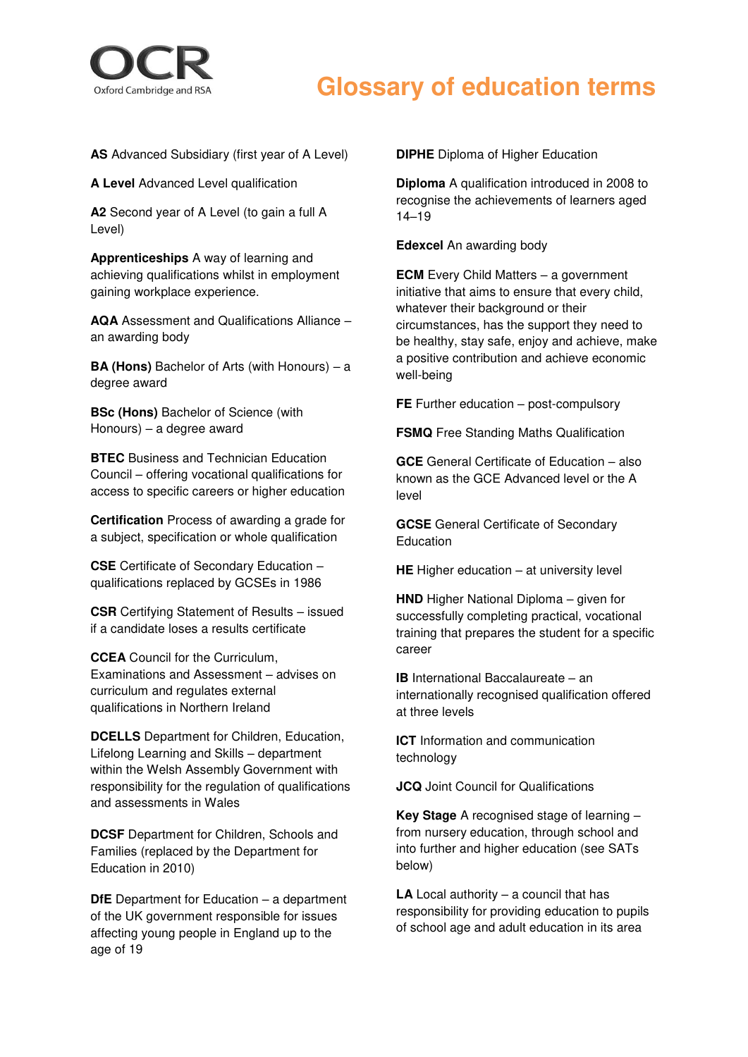# Glossary of education terms

**AS** Advanced Subsidiary (first year of A Level)

**A Level** Advanced Level qualification

**A2** Second year of A Level (to gain a full A Level)

**Apprenticeships** A way of learning and achieving qualifications whilst in employment gaining workplace experience.

**AQA** Assessment and Qualifications Alliance – an awarding body

**BA (Hons)** Bachelor of Arts (with Honours) – a degree award

**BSc (Hons)** Bachelor of Science (with Honours) – a degree award

**BTEC** Business and Technician Education Council – offering vocational qualifications for access to specific careers or higher education

**Certification** Process of awarding a grade for a subject, specification or whole qualification

**CSE** Certificate of Secondary Education – qualifications replaced by GCSEs in 1986

**CSR** Certifying Statement of Results – issued if a candidate loses a results certificate

**CCEA** Council for the Curriculum, Examinations and Assessment – advises on curriculum and regulates external qualifications in Northern Ireland

**DCELLS** Department for Children, Education, Lifelong Learning and Skills – department within the Welsh Assembly Government with responsibility for the regulation of qualifications and assessments in Wales

**DCSF** Department for Children, Schools and Families (replaced by the Department for Education in 2010)

**DfE** Department for Education – a department of the UK government responsible for issues affecting young people in England up to the age of 19

**DIPHE** Diploma of Higher Education

**Diploma** A qualification introduced in 2008 to recognise the achievements of learners aged 14–19

**Edexcel** An awarding body

**ECM** Every Child Matters – a government initiative that aims to ensure that every child, whatever their background or their circumstances, has the support they need to be healthy, stay safe, enjoy and achieve, make a positive contribution and achieve economic well-being

**FE** Further education – post-compulsory

**FSMQ** Free Standing Maths Qualification

**GCE** General Certificate of Education – also known as the GCE Advanced level or the A level

**GCSE** General Certificate of Secondary Education

**HE** Higher education – at university level

**HND** Higher National Diploma – given for successfully completing practical, vocational training that prepares the student for a specific career

**IB** International Baccalaureate – an internationally recognised qualification offered at three levels

**ICT** Information and communication technology

**JCQ** Joint Council for Qualifications

**Key Stage** A recognised stage of learning – from nursery education, through school and into further and higher education (see SATs below)

**LA** Local authority – a council that has responsibility for providing education to pupils of school age and adult education in its area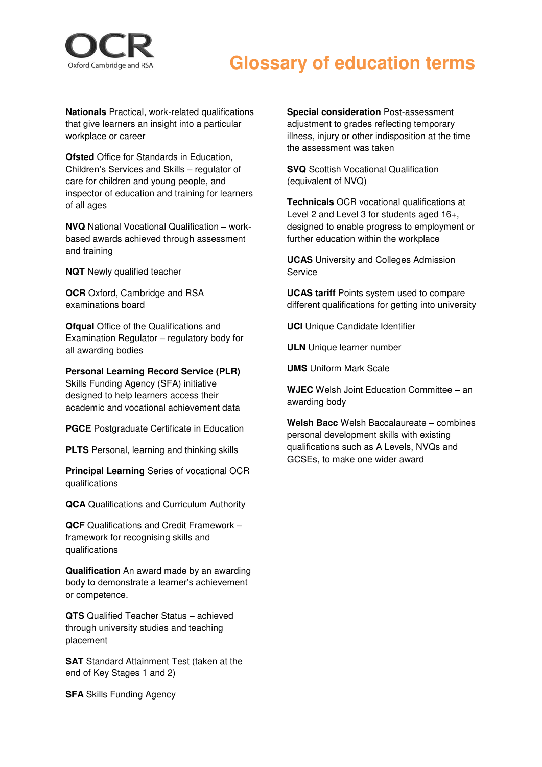# Glossary of education terms

**Nationals** Practical, work-related qualifications that give learners an insight into a particular workplace or career

**Ofsted** Office for Standards in Education, Children's Services and Skills – regulator of care for children and young people, and inspector of education and training for learners of all ages

**NVQ** National Vocational Qualification – work-based awards achieved through assessment and training

**NQT** Newly qualified teacher

**OCR** Oxford, Cambridge and RSA examinations board

**Ofqual** Office of the Qualifications and Examination Regulator – regulatory body for all awarding bodies

**Personal Learning Record Service (PLR)** Skills Funding Agency (SFA) initiative designed to help learners access their academic and vocational achievement data

**PGCE** Postgraduate Certificate in Education

**PLTS** Personal, learning and thinking skills

**Principal Learning** Series of vocational OCR qualifications

**QCA** Qualifications and Curriculum Authority

**QCF** Qualifications and Credit Framework – framework for recognising skills and qualifications

**Qualification** An award made by an awarding body to demonstrate a learner's achievement or competence.

**QTS** Qualified Teacher Status – achieved through university studies and teaching placement

**SAT** Standard Attainment Test (taken at the end of Key Stages 1 and 2)

**SFA** Skills Funding Agency

**Special consideration** Post-assessment adjustment to grades reflecting temporary illness, injury or other indisposition at the time the assessment was taken

**SVQ** Scottish Vocational Qualification (equivalent of NVQ)

**Technicals** OCR vocational qualifications at Level 2 and Level 3 for students aged 16+, designed to enable progress to employment or further education within the workplace

**UCAS** University and Colleges Admission Service

**UCAS tariff** Points system used to compare different qualifications for getting into university

**UCI** Unique Candidate Identifier

**ULN** Unique learner number

**UMS** Uniform Mark Scale

**WJEC** Welsh Joint Education Committee – an awarding body

**Welsh Bacc** Welsh Baccalaureate – combines personal development skills with existing qualifications such as A Levels, NVQs and GCSEs, to make one wider award